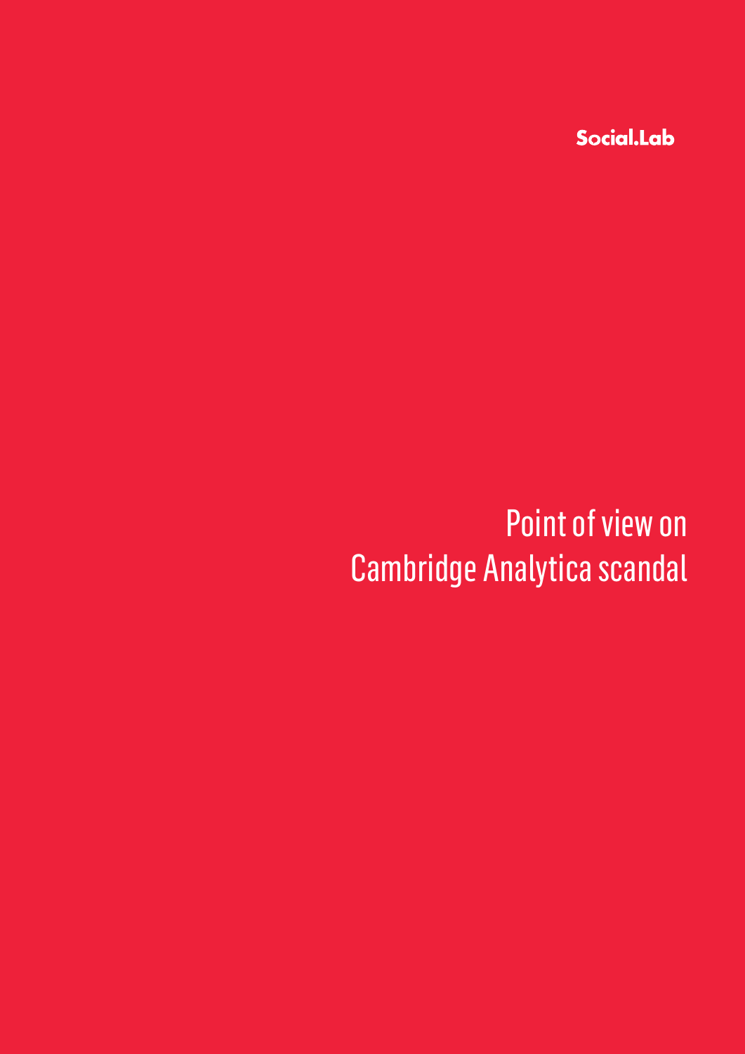Social.Lab

# Point of view on Cambridge Analytica scandal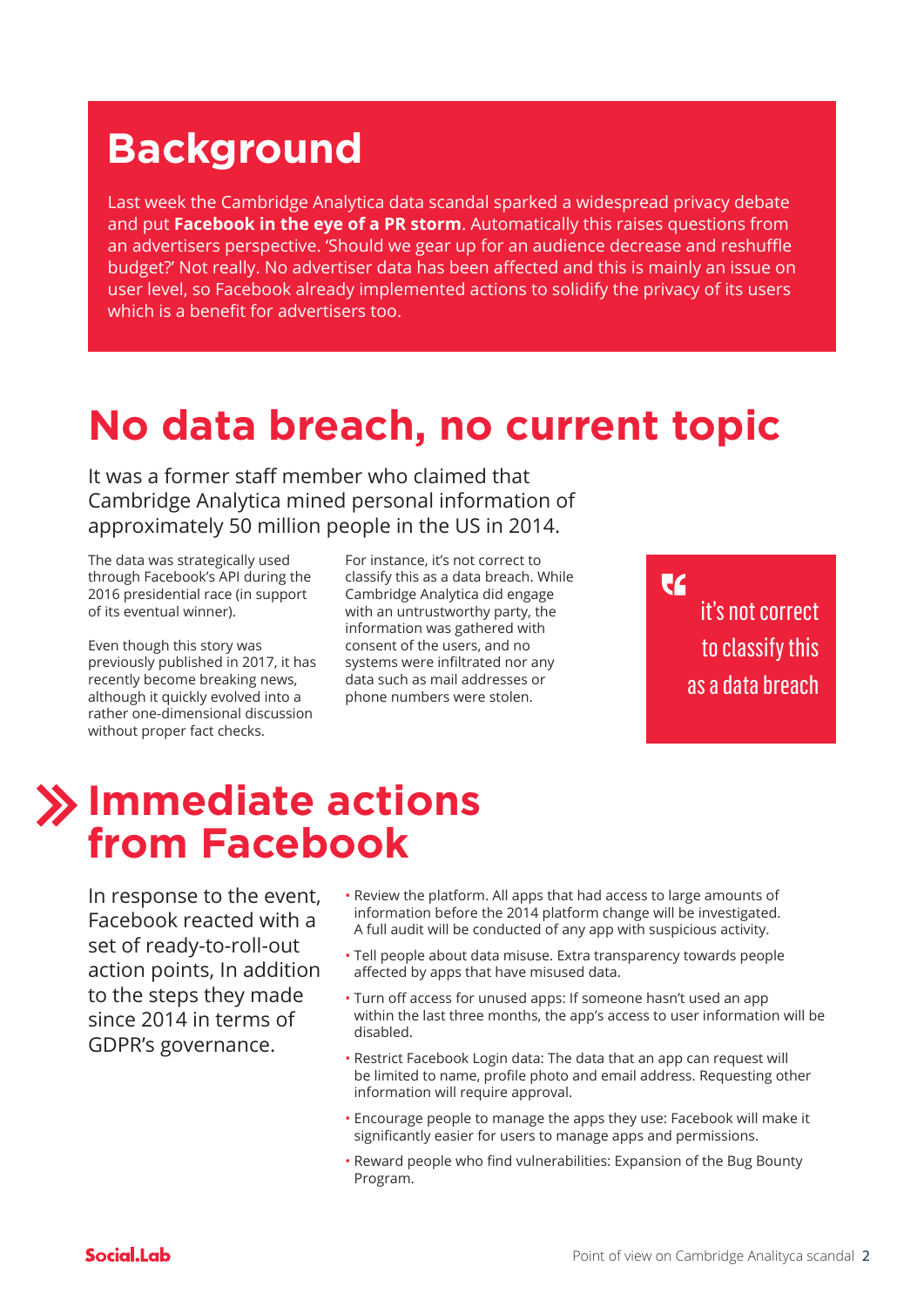# Background

Last week the Cambridge Analytica data scandal sparked a widespread privacy debate and put **Facebook in the eye of a PR storm**. Automatically this raises questions from an advertisers perspective. 'Should we gear up for an audience decrease and reshuffle budget?' Not really. No advertiser data has been affected and this is mainly an issue on user level, so Facebook already implemented actions to solidify the privacy of its users which is a benefit for advertisers too.

# No data breach, no current topic

It was a former staff member who claimed that Cambridge Analytica mined personal information of approximately 50 million people in the US in 2014.

The data was strategically used through Facebook's API during the 2016 presidential race (in support of its eventual winner).

Even though this story was previously published in 2017, it has recently become breaking news, although it quickly evolved into a rather one-dimensional discussion without proper fact checks.

For instance, it's not correct to classify this as a data breach. While Cambridge Analytica did engage with an untrustworthy party, the information was gathered with consent of the users, and no systems were infiltrated nor any data such as mail addresses or phone numbers were stolen.

> it's not correct to classify this as a data breach

# Immediate actions from Facebook

In response to the event, Facebook reacted with a set of ready-to-roll-out action points, In addition to the steps they made since 2014 in terms of GDPR's governance.

- Review the platform. All apps that had access to large amounts of information before the 2014 platform change will be investigated. A full audit will be conducted of any app with suspicious activity.
- Tell people about data misuse. Extra transparency towards people affected by apps that have misused data.
- Turn off access for unused apps: If someone hasn't used an app within the last three months, the app's access to user information will be disabled.
- Restrict Facebook Login data: The data that an app can request will be limited to name, profile photo and email address. Requesting other information will require approval.
- Encourage people to manage the apps they use: Facebook will make it significantly easier for users to manage apps and permissions.
- Reward people who find vulnerabilities: Expansion of the Bug Bounty Program.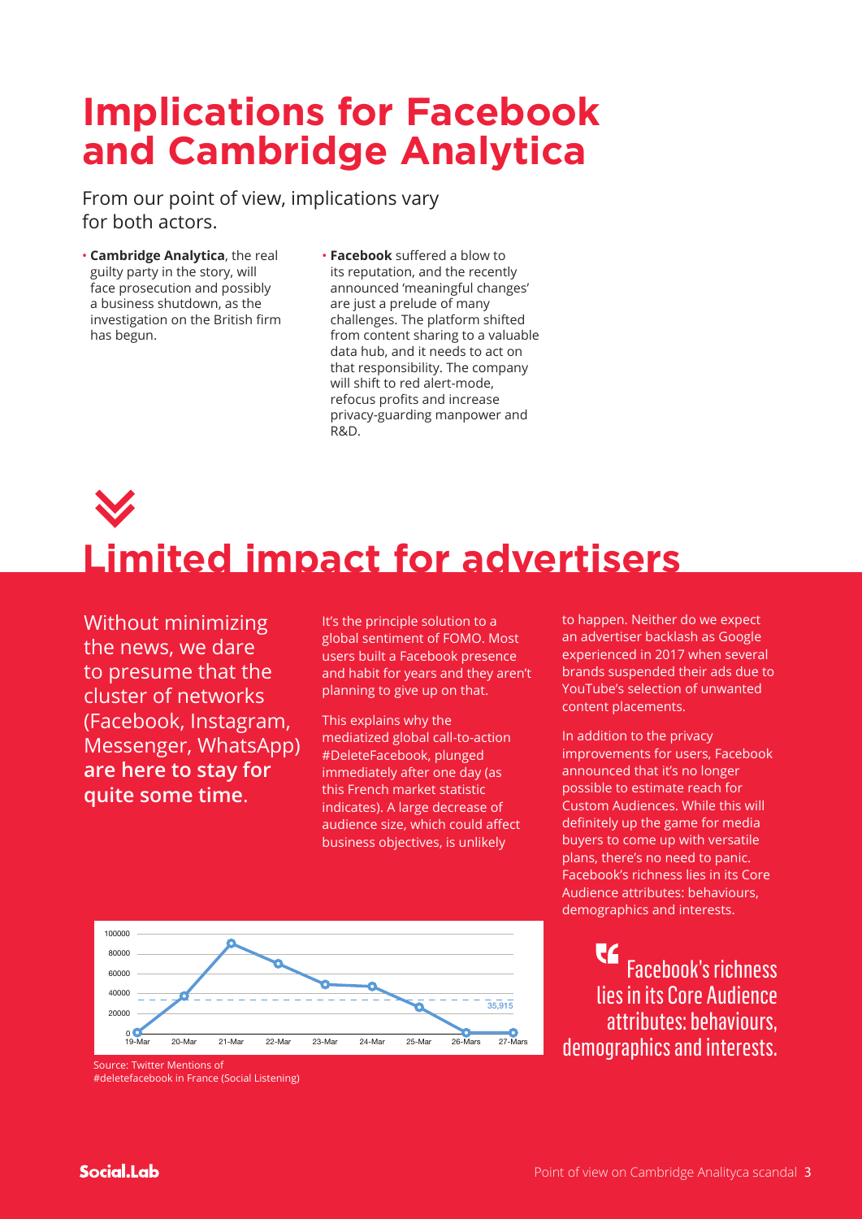# Implications for Facebook and Cambridge Analytica

From our point of view, implications vary for both actors.

- **Cambridge Analytica**, the real guilty party in the story, will face prosecution and possibly a business shutdown, as the investigation on the British firm has begun.
- **Facebook** suffered a blow to its reputation, and the recently announced 'meaningful changes' are just a prelude of many challenges. The platform shifted from content sharing to a valuable data hub, and it needs to act on that responsibility. The company will shift to red alert-mode, refocus profits and increase privacy-guarding manpower and R&D.

# Limited impact for advertisers

Without minimizing the news, we dare to presume that the cluster of networks (Facebook, Instagram, Messenger, WhatsApp) **are here to stay for quite some time**.

It's the principle solution to a global sentiment of FOMO. Most users built a Facebook presence and habit for years and they aren't planning to give up on that.

This explains why the mediatized global call-to-action #DeleteFacebook, plunged immediately after one day (as this French market statistic indicates). A large decrease of audience size, which could affect business objectives, is unlikely to happen. Neither do we expect an advertiser backlash as Google experienced in 2017 when several brands suspended their ads due to YouTube's selection of unwanted content placements.

In addition to the privacy improvements for users, Facebook announced that it's no longer possible to estimate reach for Custom Audiences. While this will definitely up the game for media buyers to come up with versatile plans, there's no need to panic. Facebook's richness lies in its Core Audience attributes: behaviours, demographics and interests.

> Facebook's richness lies in its Core Audience attributes: behaviours, demographics and interests.

Source: Twitter Mentions of #deletefacebook in France (Social Listening)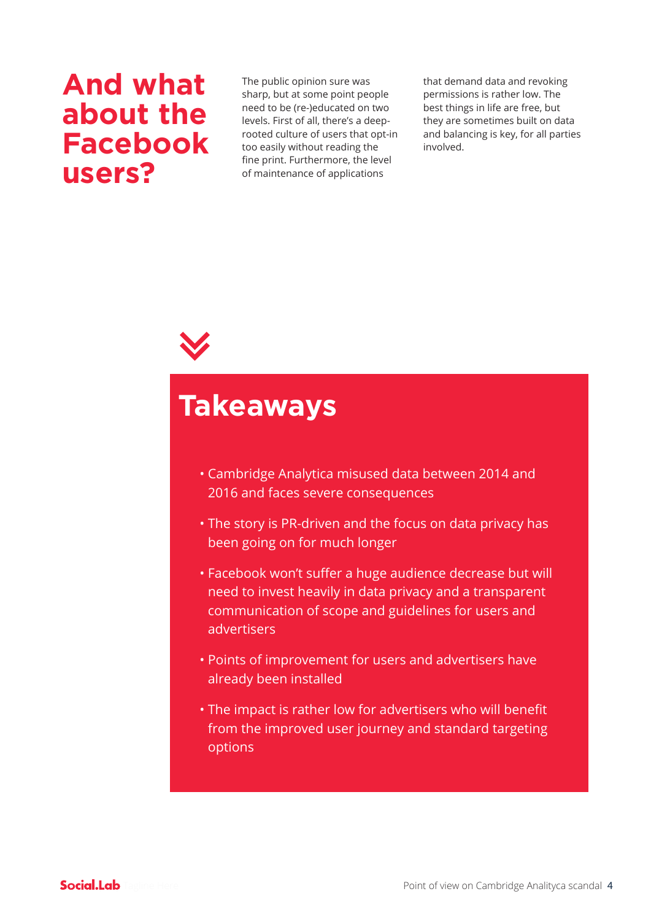# And what about the Facebook users?

The public opinion sure was sharp, but at some point people need to be (re-)educated on two levels. First of all, there's a deep-rooted culture of users that opt-in too easily without reading the fine print. Furthermore, the level of maintenance of applications that demand data and revoking permissions is rather low. The best things in life are free, but they are sometimes built on data and balancing is key, for all parties involved.

## Takeaways

- Cambridge Analytica misused data between 2014 and 2016 and faces severe consequences
- The story is PR-driven and the focus on data privacy has been going on for much longer
- Facebook won't suffer a huge audience decrease but will need to invest heavily in data privacy and a transparent communication of scope and guidelines for users and advertisers
- Points of improvement for users and advertisers have already been installed
- The impact is rather low for advertisers who will benefit from the improved user journey and standard targeting options